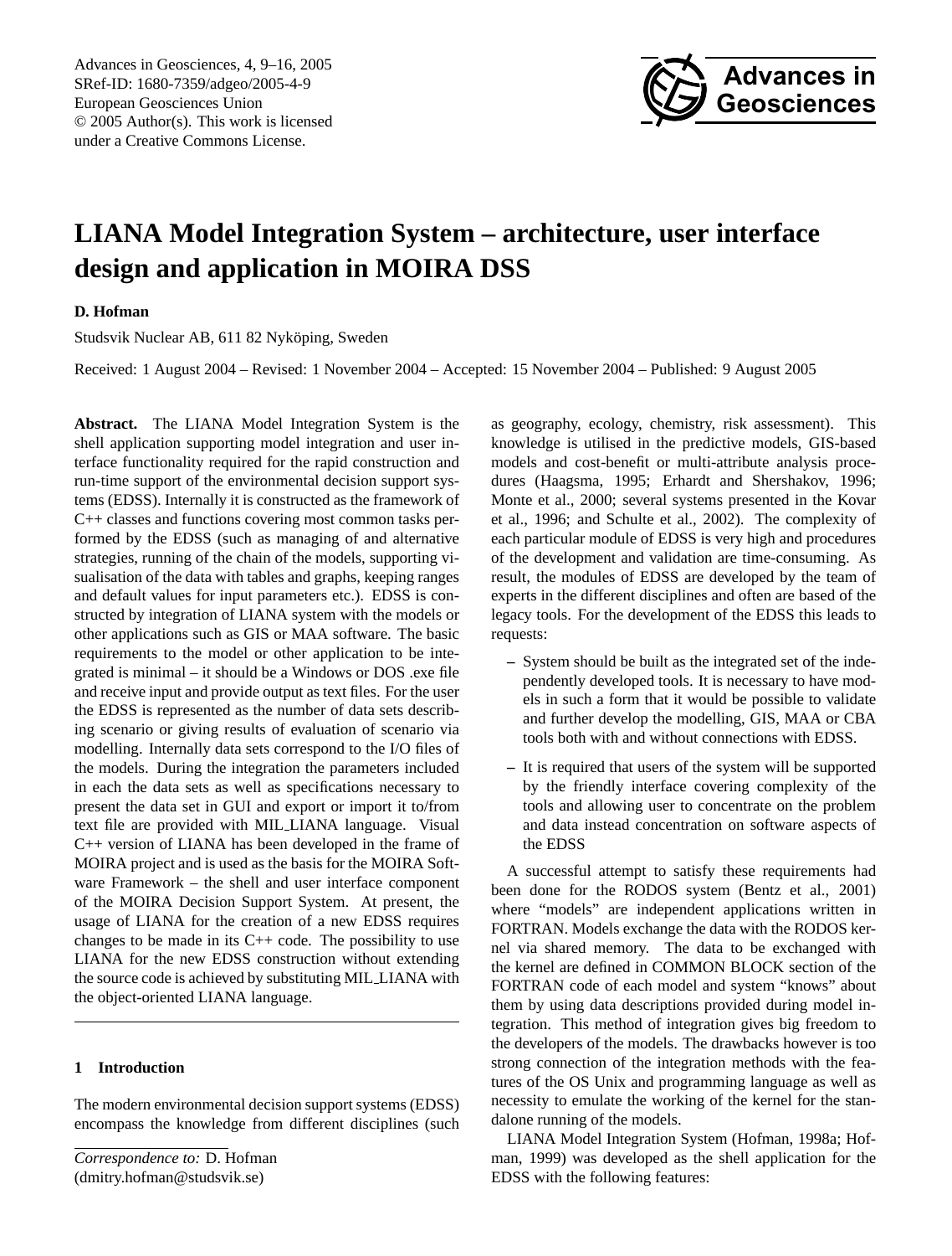# LIANA Model Integration System – architecture, user interface design and application in MOIRA DSS

**D. Hofman**

Studsvik Nuclear AB, 611 82 Nyköping, Sweden

Received: 1 August 2004 – Revised: 1 November 2004 – Accepted: 15 November 2004 – Published: 9 August 2005

**Abstract.** The LIANA Model Integration System is the shell application supporting model integration and user interface functionality required for the rapid construction and run-time support of the environmental decision support systems (EDSS). Internally it is constructed as the framework of C++ classes and functions covering most common tasks performed by the EDSS (such as managing of and alternative strategies, running of the chain of the models, supporting visualisation of the data with tables and graphs, keeping ranges and default values for input parameters etc.). EDSS is constructed by integration of LIANA system with the models or other applications such as GIS or MAA software. The basic requirements to the model or other application to be integrated is minimal – it should be a Windows or DOS .exe file and receive input and provide output as text files. For the user the EDSS is represented as the number of data sets describing scenario or giving results of evaluation of scenario via modelling. Internally data sets correspond to the I/O files of the models. During the integration the parameters included in each the data sets as well as specifications necessary to present the data set in GUI and export or import it to/from text file are provided with MIL_LIANA language. Visual C++ version of LIANA has been developed in the frame of MOIRA project and is used as the basis for the MOIRA Software Framework – the shell and user interface component of the MOIRA Decision Support System. At present, the usage of LIANA for the creation of a new EDSS requires changes to be made in its C++ code. The possibility to use LIANA for the new EDSS construction without extending the source code is achieved by substituting MIL_LIANA with the object-oriented LIANA language.

## 1 Introduction

The modern environmental decision support systems (EDSS) encompass the knowledge from different disciplines (such as geography, ecology, chemistry, risk assessment). This knowledge is utilised in the predictive models, GIS-based models and cost-benefit or multi-attribute analysis procedures (Haagsma, 1995; Erhardt and Shershakov, 1996; Monte et al., 2000; several systems presented in the Kovar et al., 1996; and Schulte et al., 2002). The complexity of each particular module of EDSS is very high and procedures of the development and validation are time-consuming. As result, the modules of EDSS are developed by the team of experts in the different disciplines and often are based of the legacy tools. For the development of the EDSS this leads to requests:

- System should be built as the integrated set of the independently developed tools. It is necessary to have models in such a form that it would be possible to validate and further develop the modelling, GIS, MAA or CBA tools both with and without connections with EDSS.
- It is required that users of the system will be supported by the friendly interface covering complexity of the tools and allowing user to concentrate on the problem and data instead concentration on software aspects of the EDSS

A successful attempt to satisfy these requirements had been done for the RODOS system (Bentz et al., 2001) where "models" are independent applications written in FORTRAN. Models exchange the data with the RODOS kernel via shared memory. The data to be exchanged with the kernel are defined in COMMON BLOCK section of the FORTRAN code of each model and system "knows" about them by using data descriptions provided during model integration. This method of integration gives big freedom to the developers of the models. The drawbacks however is too strong connection of the integration methods with the features of the OS Unix and programming language as well as necessity to emulate the working of the kernel for the standalone running of the models.

LIANA Model Integration System (Hofman, 1998a; Hofman, 1999) was developed as the shell application for the EDSS with the following features:

*Correspondence to:* D. Hofman
(dmitry.hofman@studsvik.se)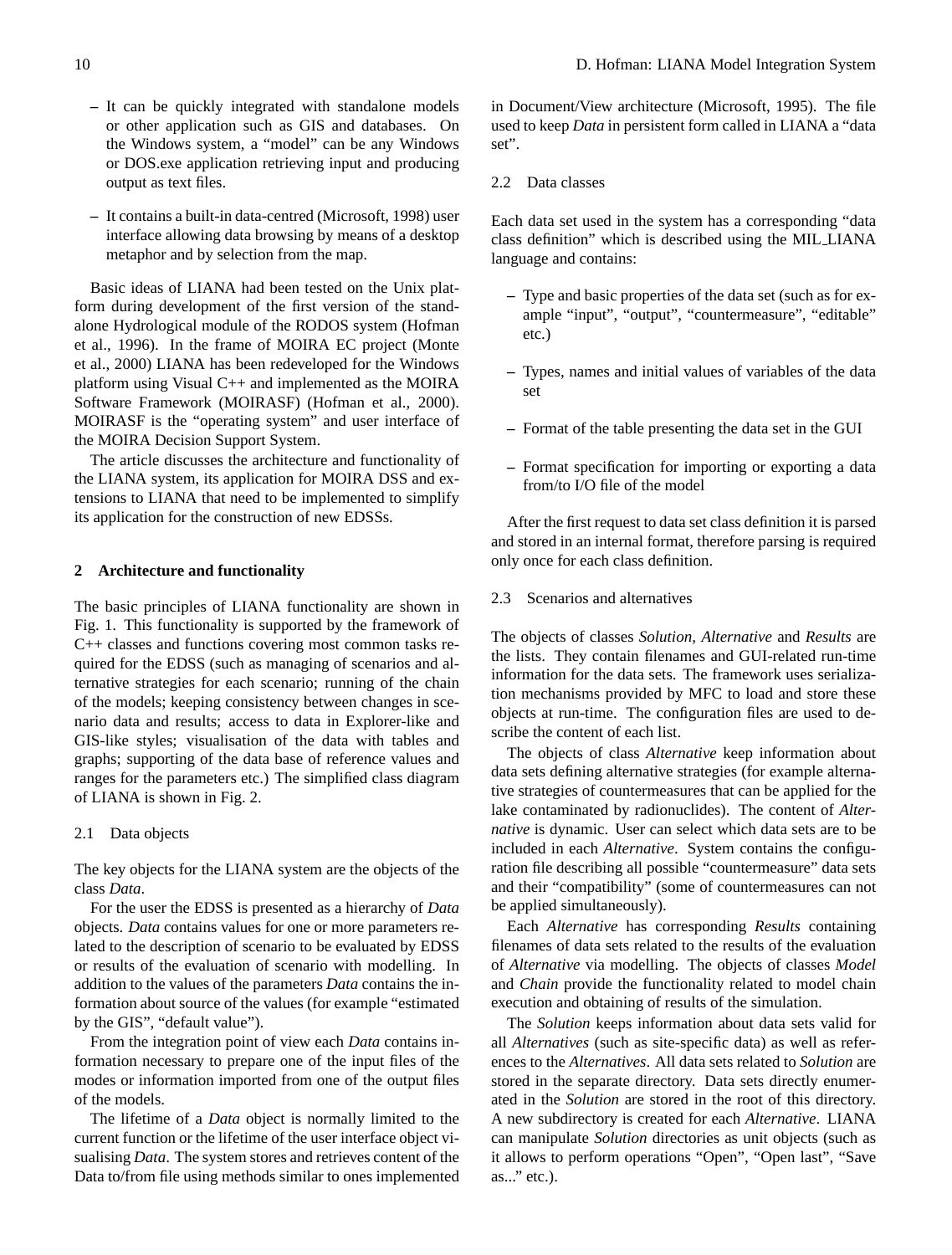– It can be quickly integrated with standalone models or other application such as GIS and databases. On the Windows system, a "model" can be any Windows or DOS.exe application retrieving input and producing output as text files.

– It contains a built-in data-centred (Microsoft, 1998) user interface allowing data browsing by means of a desktop metaphor and by selection from the map.

Basic ideas of LIANA had been tested on the Unix platform during development of the first version of the standalone Hydrological module of the RODOS system (Hofman et al., 1996). In the frame of MOIRA EC project (Monte et al., 2000) LIANA has been redeveloped for the Windows platform using Visual C++ and implemented as the MOIRA Software Framework (MOIRASF) (Hofman et al., 2000). MOIRASF is the "operating system" and user interface of the MOIRA Decision Support System.

The article discusses the architecture and functionality of the LIANA system, its application for MOIRA DSS and extensions to LIANA that need to be implemented to simplify its application for the construction of new EDSSs.

## 2 Architecture and functionality

The basic principles of LIANA functionality are shown in Fig. 1. This functionality is supported by the framework of C++ classes and functions covering most common tasks required for the EDSS (such as managing of scenarios and alternative strategies for each scenario; running of the chain of the models; keeping consistency between changes in scenario data and results; access to data in Explorer-like and GIS-like styles; visualisation of the data with tables and graphs; supporting of the data base of reference values and ranges for the parameters etc.) The simplified class diagram of LIANA is shown in Fig. 2.

### 2.1 Data objects

The key objects for the LIANA system are the objects of the class *Data*.

For the user the EDSS is presented as a hierarchy of *Data* objects. *Data* contains values for one or more parameters related to the description of scenario to be evaluated by EDSS or results of the evaluation of scenario with modelling. In addition to the values of the parameters *Data* contains the information about source of the values (for example "estimated by the GIS", "default value").

From the integration point of view each *Data* contains information necessary to prepare one of the input files of the modes or information imported from one of the output files of the models.

The lifetime of a *Data* object is normally limited to the current function or the lifetime of the user interface object visualising *Data*. The system stores and retrieves content of the Data to/from file using methods similar to ones implemented in Document/View architecture (Microsoft, 1995). The file used to keep *Data* in persistent form called in LIANA a "data set".

### 2.2 Data classes

Each data set used in the system has a corresponding "data class definition" which is described using the MIL_LIANA language and contains:

– Type and basic properties of the data set (such as for example "input", "output", "countermeasure", "editable" etc.)

– Types, names and initial values of variables of the data set

– Format of the table presenting the data set in the GUI

– Format specification for importing or exporting a data from/to I/O file of the model

After the first request to data set class definition it is parsed and stored in an internal format, therefore parsing is required only once for each class definition.

### 2.3 Scenarios and alternatives

The objects of classes *Solution*, *Alternative* and *Results* are the lists. They contain filenames and GUI-related run-time information for the data sets. The framework uses serialization mechanisms provided by MFC to load and store these objects at run-time. The configuration files are used to describe the content of each list.

The objects of class *Alternative* keep information about data sets defining alternative strategies (for example alternative strategies of countermeasures that can be applied for the lake contaminated by radionuclides). The content of *Alternative* is dynamic. User can select which data sets are to be included in each *Alternative*. System contains the configuration file describing all possible "countermeasure" data sets and their "compatibility" (some of countermeasures can not be applied simultaneously).

Each *Alternative* has corresponding *Results* containing filenames of data sets related to the results of the evaluation of *Alternative* via modelling. The objects of classes *Model* and *Chain* provide the functionality related to model chain execution and obtaining of results of the simulation.

The *Solution* keeps information about data sets valid for all *Alternatives* (such as site-specific data) as well as references to the *Alternatives*. All data sets related to *Solution* are stored in the separate directory. Data sets directly enumerated in the *Solution* are stored in the root of this directory. A new subdirectory is created for each *Alternative*. LIANA can manipulate *Solution* directories as unit objects (such as it allows to perform operations "Open", "Open last", "Save as..." etc.).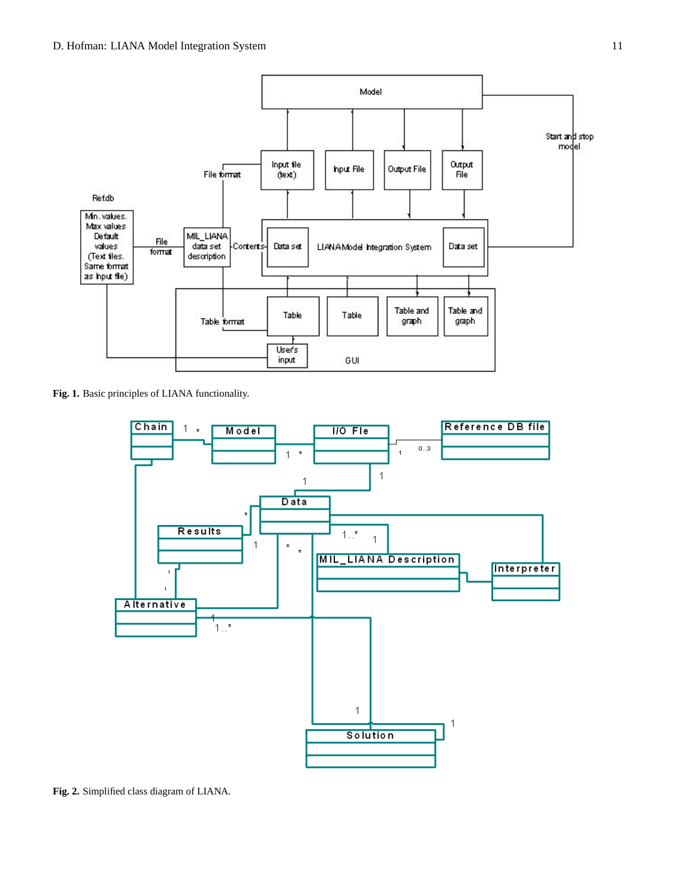**Fig. 1.** Basic principles of LIANA functionality.

**Fig. 2.** Simplified class diagram of LIANA.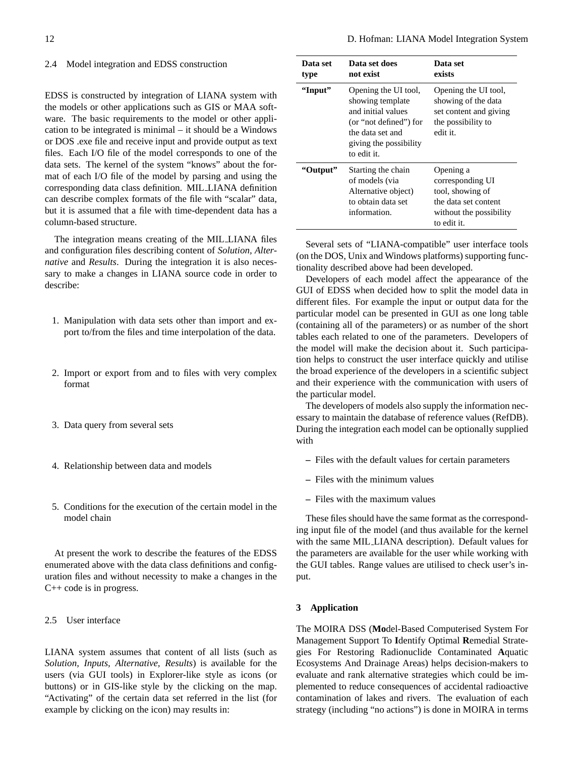### 2.4 Model integration and EDSS construction

EDSS is constructed by integration of LIANA system with the models or other applications such as GIS or MAA software. The basic requirements to the model or other application to be integrated is minimal – it should be a Windows or DOS .exe file and receive input and provide output as text files. Each I/O file of the model corresponds to one of the data sets. The kernel of the system "knows" about the format of each I/O file of the model by parsing and using the corresponding data class definition. MIL_LIANA definition can describe complex formats of the file with "scalar" data, but it is assumed that a file with time-dependent data has a column-based structure.

The integration means creating of the MIL_LIANA files and configuration files describing content of *Solution, Alternative* and *Results*. During the integration it is also necessary to make a changes in LIANA source code in order to describe:

1. Manipulation with data sets other than import and export to/from the files and time interpolation of the data.
2. Import or export from and to files with very complex format
3. Data query from several sets
4. Relationship between data and models
5. Conditions for the execution of the certain model in the model chain

At present the work to describe the features of the EDSS enumerated above with the data class definitions and configuration files and without necessity to make a changes in the C++ code is in progress.

### 2.5 User interface

LIANA system assumes that content of all lists (such as *Solution, Inputs, Alternative, Results*) is available for the users (via GUI tools) in Explorer-like style as icons (or buttons) or in GIS-like style by the clicking on the map. "Activating" of the certain data set referred in the list (for example by clicking on the icon) may results in:

| Data set type | Data set does not exist | Data set exists |
|---|---|---|
| **"Input"** | Opening the UI tool, showing template and initial values (or "not defined") for the data set and giving the possibility to edit it. | Opening the UI tool, showing of the data set content and giving the possibility to edit it. |
| **"Output"** | Starting the chain of models (via Alternative object) to obtain data set information. | Opening a corresponding UI tool, showing of the data set content without the possibility to edit it. |

Several sets of "LIANA-compatible" user interface tools (on the DOS, Unix and Windows platforms) supporting functionality described above had been developed.

Developers of each model affect the appearance of the GUI of EDSS when decided how to split the model data in different files. For example the input or output data for the particular model can be presented in GUI as one long table (containing all of the parameters) or as number of the short tables each related to one of the parameters. Developers of the model will make the decision about it. Such participation helps to construct the user interface quickly and utilise the broad experience of the developers in a scientific subject and their experience with the communication with users of the particular model.

The developers of models also supply the information necessary to maintain the database of reference values (RefDB). During the integration each model can be optionally supplied with

- Files with the default values for certain parameters
- Files with the minimum values
- Files with the maximum values

These files should have the same format as the corresponding input file of the model (and thus available for the kernel with the same MIL_LIANA description). Default values for the parameters are available for the user while working with the GUI tables. Range values are utilised to check user's input.

## 3 Application

The MOIRA DSS (**Mo**del-Based Computerised System For Management Support To **I**dentify Optimal **R**emedial Strategies For Restoring Radionuclide Contaminated **A**quatic Ecosystems And Drainage Areas) helps decision-makers to evaluate and rank alternative strategies which could be implemented to reduce consequences of accidental radioactive contamination of lakes and rivers. The evaluation of each strategy (including "no actions") is done in MOIRA in terms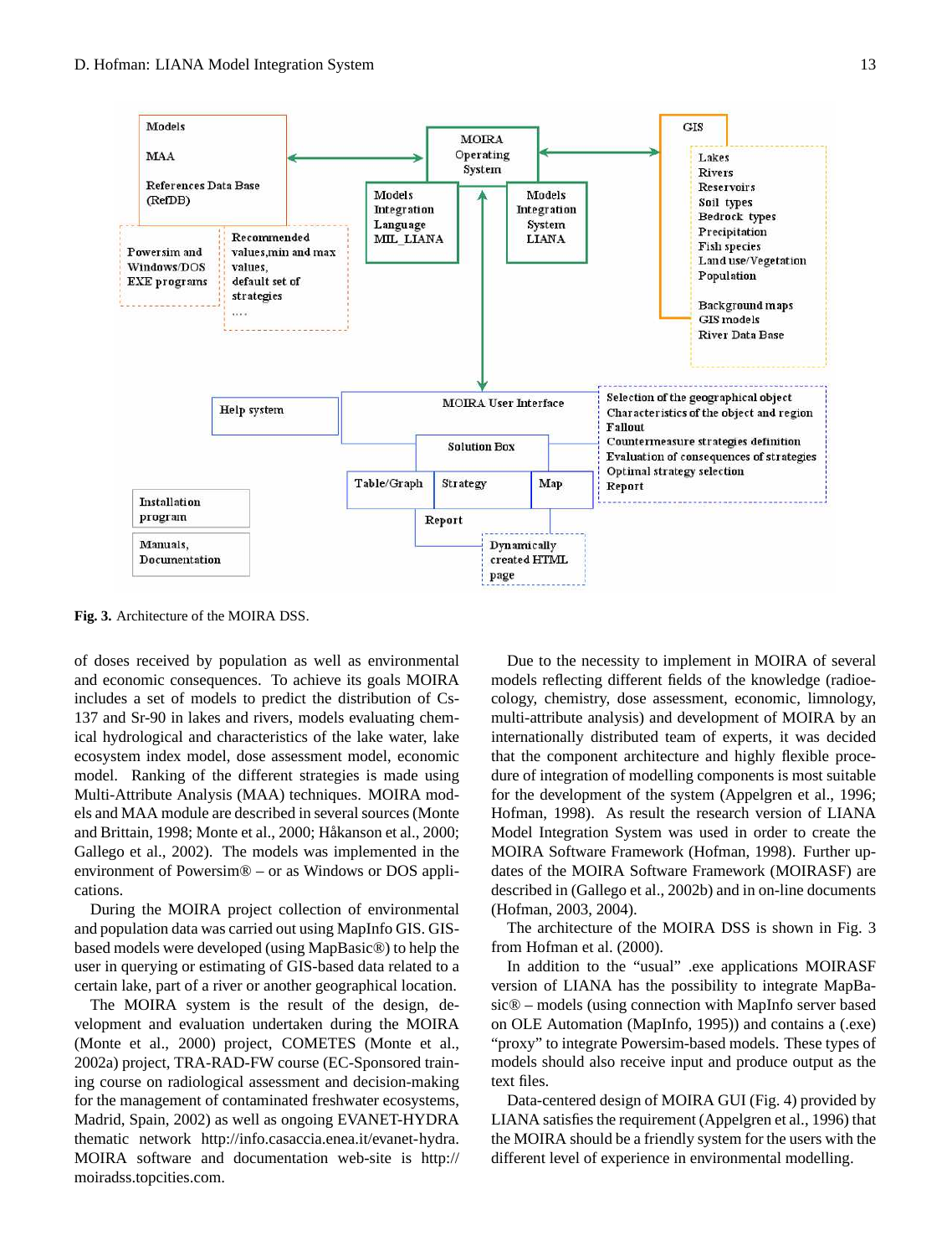Fig. 3. Architecture of the MOIRA DSS.

of doses received by population as well as environmental and economic consequences. To achieve its goals MOIRA includes a set of models to predict the distribution of Cs-137 and Sr-90 in lakes and rivers, models evaluating chemical hydrological and characteristics of the lake water, lake ecosystem index model, dose assessment model, economic model. Ranking of the different strategies is made using Multi-Attribute Analysis (MAA) techniques. MOIRA models and MAA module are described in several sources (Monte and Brittain, 1998; Monte et al., 2000; Håkanson et al., 2000; Gallego et al., 2002). The models was implemented in the environment of Powersim® – or as Windows or DOS applications.

During the MOIRA project collection of environmental and population data was carried out using MapInfo GIS. GIS-based models were developed (using MapBasic®) to help the user in querying or estimating of GIS-based data related to a certain lake, part of a river or another geographical location.

The MOIRA system is the result of the design, development and evaluation undertaken during the MOIRA (Monte et al., 2000) project, COMETES (Monte et al., 2002a) project, TRA-RAD-FW course (EC-Sponsored training course on radiological assessment and decision-making for the management of contaminated freshwater ecosystems, Madrid, Spain, 2002) as well as ongoing EVANET-HYDRA thematic network http://info.casaccia.enea.it/evanet-hydra. MOIRA software and documentation web-site is http://moiradss.topcities.com.

Due to the necessity to implement in MOIRA of several models reflecting different fields of the knowledge (radioecology, chemistry, dose assessment, economic, limnology, multi-attribute analysis) and development of MOIRA by an internationally distributed team of experts, it was decided that the component architecture and highly flexible procedure of integration of modelling components is most suitable for the development of the system (Appelgren et al., 1996; Hofman, 1998). As result the research version of LIANA Model Integration System was used in order to create the MOIRA Software Framework (Hofman, 1998). Further updates of the MOIRA Software Framework (MOIRASF) are described in (Gallego et al., 2002b) and in on-line documents (Hofman, 2003, 2004).

The architecture of the MOIRA DSS is shown in Fig. 3 from Hofman et al. (2000).

In addition to the "usual" .exe applications MOIRASF version of LIANA has the possibility to integrate MapBasic® – models (using connection with MapInfo server based on OLE Automation (MapInfo, 1995)) and contains a (.exe) "proxy" to integrate Powersim-based models. These types of models should also receive input and produce output as the text files.

Data-centered design of MOIRA GUI (Fig. 4) provided by LIANA satisfies the requirement (Appelgren et al., 1996) that the MOIRA should be a friendly system for the users with the different level of experience in environmental modelling.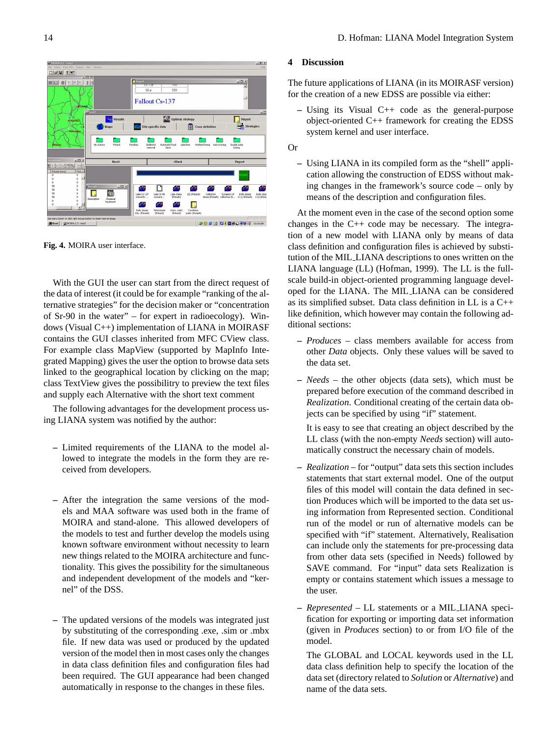Fig. 4. MOIRA user interface.

With the GUI the user can start from the direct request of the data of interest (it could be for example "ranking of the alternative strategies" for the decision maker or "concentration of Sr-90 in the water" – for expert in radioecology). Windows (Visual C++) implementation of LIANA in MOIRASF contains the GUI classes inherited from MFC CView class. For example class MapView (supported by MapInfo Integrated Mapping) gives the user the option to browse data sets linked to the geographical location by clicking on the map; class TextView gives the possibilitry to preview the text files and supply each Alternative with the short text comment

The following advantages for the development process using LIANA system was notified by the author:

– Limited requirements of the LIANA to the model allowed to integrate the models in the form they are received from developers.

– After the integration the same versions of the models and MAA software was used both in the frame of MOIRA and stand-alone. This allowed developers of the models to test and further develop the models using known software environment without necessity to learn new things related to the MOIRA architecture and functionality. This gives the possibility for the simultaneous and independent development of the models and "kernel" of the DSS.

– The updated versions of the models was integrated just by substituting of the corresponding .exe, .sim or .mbx file. If new data was used or produced by the updated version of the model then in most cases only the changes in data class definition files and configuration files had been required. The GUI appearance had been changed automatically in response to the changes in these files.

## 4 Discussion

The future applications of LIANA (in its MOIRASF version) for the creation of a new EDSS are possible via either:

– Using its Visual C++ code as the general-purpose object-oriented C++ framework for creating the EDSS system kernel and user interface.

Or

– Using LIANA in its compiled form as the "shell" application allowing the construction of EDSS without making changes in the framework's source code – only by means of the description and configuration files.

At the moment even in the case of the second option some changes in the C++ code may be necessary. The integration of a new model with LIANA only by means of data class definition and configuration files is achieved by substitution of the MIL_LIANA descriptions to ones written on the LIANA language (LL) (Hofman, 1999). The LL is the full-scale build-in object-oriented programming language developed for the LIANA. The MIL_LIANA can be considered as its simplified subset. Data class definition in LL is a C++ like definition, which however may contain the following additional sections:

– *Produces* – class members available for access from other *Data* objects. Only these values will be saved to the data set.

– *Needs* – the other objects (data sets), which must be prepared before execution of the command described in *Realization*. Conditional creating of the certain data objects can be specified by using "if" statement.

  It is easy to see that creating an object described by the LL class (with the non-empty *Needs* section) will automatically construct the necessary chain of models.

– *Realization* – for "output" data sets this section includes statements that start external model. One of the output files of this model will contain the data defined in section Produces which will be imported to the data set using information from Represented section. Conditional run of the model or run of alternative models can be specified with "if" statement. Alternatively, Realisation can include only the statements for pre-processing data from other data sets (specified in Needs) followed by SAVE command. For "input" data sets Realization is empty or contains statement which issues a message to the user.

– *Represented* – LL statements or a MIL_LIANA specification for exporting or importing data set information (given in *Produces* section) to or from I/O file of the model.

  The GLOBAL and LOCAL keywords used in the LL data class definition help to specify the location of the data set (directory related to *Solution* or *Alternative*) and name of the data sets.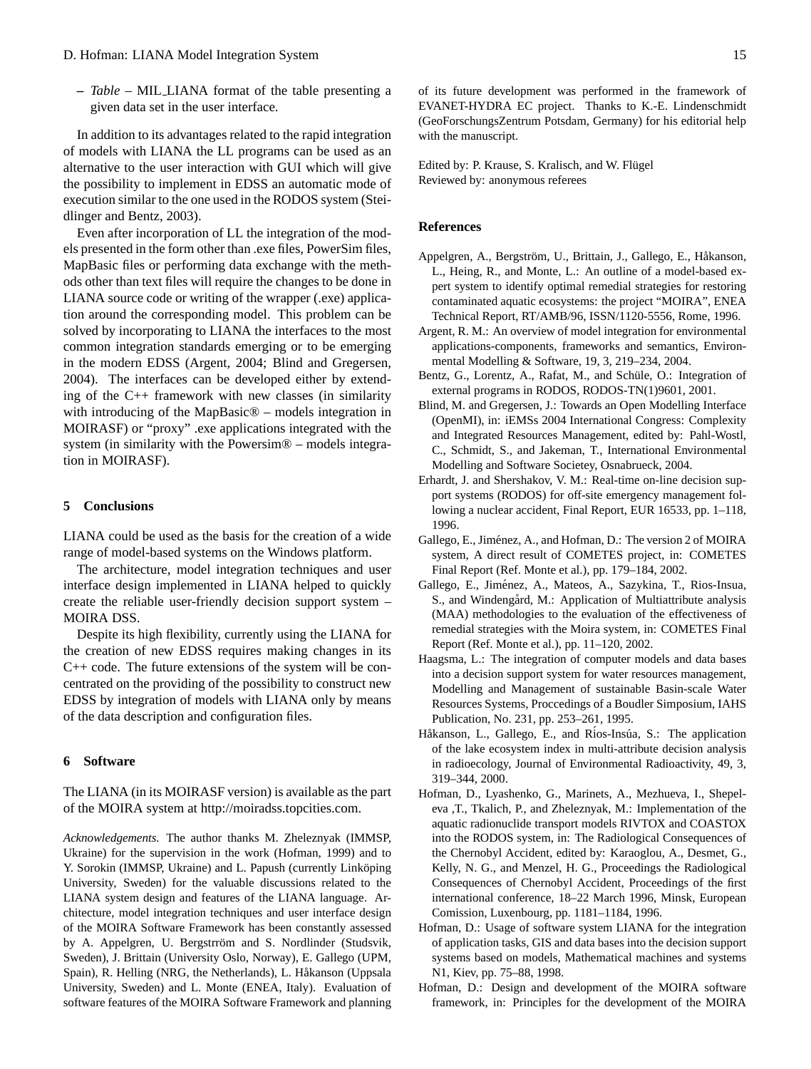– *Table* – MIL_LIANA format of the table presenting a given data set in the user interface.

In addition to its advantages related to the rapid integration of models with LIANA the LL programs can be used as an alternative to the user interaction with GUI which will give the possibility to implement in EDSS an automatic mode of execution similar to the one used in the RODOS system (Steidlinger and Bentz, 2003).

Even after incorporation of LL the integration of the models presented in the form other than .exe files, PowerSim files, MapBasic files or performing data exchange with the methods other than text files will require the changes to be done in LIANA source code or writing of the wrapper (.exe) application around the corresponding model. This problem can be solved by incorporating to LIANA the interfaces to the most common integration standards emerging or to be emerging in the modern EDSS (Argent, 2004; Blind and Gregersen, 2004). The interfaces can be developed either by extending of the C++ framework with new classes (in similarity with introducing of the MapBasic® – models integration in MOIRASF) or "proxy" .exe applications integrated with the system (in similarity with the Powersim® – models integration in MOIRASF).

## 5 Conclusions

LIANA could be used as the basis for the creation of a wide range of model-based systems on the Windows platform.

The architecture, model integration techniques and user interface design implemented in LIANA helped to quickly create the reliable user-friendly decision support system – MOIRA DSS.

Despite its high flexibility, currently using the LIANA for the creation of new EDSS requires making changes in its C++ code. The future extensions of the system will be concentrated on the providing of the possibility to construct new EDSS by integration of models with LIANA only by means of the data description and configuration files.

## 6 Software

The LIANA (in its MOIRASF version) is available as the part of the MOIRA system at http://moiradss.topcities.com.

*Acknowledgements.* The author thanks M. Zheleznyak (IMMSP, Ukraine) for the supervision in the work (Hofman, 1999) and to Y. Sorokin (IMMSP, Ukraine) and L. Papush (currently Linköping University, Sweden) for the valuable discussions related to the LIANA system design and features of the LIANA language. Architecture, model integration techniques and user interface design of the MOIRA Software Framework has been constantly assessed by A. Appelgren, U. Bergstrröm and S. Nordlinder (Studsvik, Sweden), J. Brittain (University Oslo, Norway), E. Gallego (UPM, Spain), R. Helling (NRG, the Netherlands), L. Håkanson (Uppsala University, Sweden) and L. Monte (ENEA, Italy). Evaluation of software features of the MOIRA Software Framework and planning of its future development was performed in the framework of EVANET-HYDRA EC project. Thanks to K.-E. Lindenschmidt (GeoForschungsZentrum Potsdam, Germany) for his editorial help with the manuscript.

Edited by: P. Krause, S. Kralisch, and W. Flügel
Reviewed by: anonymous referees

## References

Appelgren, A., Bergström, U., Brittain, J., Gallego, E., Håkanson, L., Heing, R., and Monte, L.: An outline of a model-based expert system to identify optimal remedial strategies for restoring contaminated aquatic ecosystems: the project "MOIRA", ENEA Technical Report, RT/AMB/96, ISSN/1120-5556, Rome, 1996.

Argent, R. M.: An overview of model integration for environmental applications-components, frameworks and semantics, Environmental Modelling & Software, 19, 3, 219–234, 2004.

Bentz, G., Lorentz, A., Rafat, M., and Schüle, O.: Integration of external programs in RODOS, RODOS-TN(1)9601, 2001.

Blind, M. and Gregersen, J.: Towards an Open Modelling Interface (OpenMI), in: iEMSs 2004 International Congress: Complexity and Integrated Resources Management, edited by: Pahl-Wostl, C., Schmidt, S., and Jakeman, T., International Environmental Modelling and Software Societey, Osnabrueck, 2004.

Erhardt, J. and Shershakov, V. M.: Real-time on-line decision support systems (RODOS) for off-site emergency management following a nuclear accident, Final Report, EUR 16533, pp. 1–118, 1996.

Gallego, E., Jiménez, A., and Hofman, D.: The version 2 of MOIRA system, A direct result of COMETES project, in: COMETES Final Report (Ref. Monte et al.), pp. 179–184, 2002.

Gallego, E., Jiménez, A., Mateos, A., Sazykina, T., Rios-Insua, S., and Windengård, M.: Application of Multiattribute analysis (MAA) methodologies to the evaluation of the effectiveness of remedial strategies with the Moira system, in: COMETES Final Report (Ref. Monte et al.), pp. 11–120, 2002.

Haagsma, L.: The integration of computer models and data bases into a decision support system for water resources management, Modelling and Management of sustainable Basin-scale Water Resources Systems, Proccedings of a Boudler Simposium, IAHS Publication, No. 231, pp. 253–261, 1995.

Håkanson, L., Gallego, E., and Ríos-Insúa, S.: The application of the lake ecosystem index in multi-attribute decision analysis in radioecology, Journal of Environmental Radioactivity, 49, 3, 319–344, 2000.

Hofman, D., Lyashenko, G., Marinets, A., Mezhueva, I., Shepeleva ,T., Tkalich, P., and Zheleznyak, M.: Implementation of the aquatic radionuclide transport models RIVTOX and COASTOX into the RODOS system, in: The Radiological Consequences of the Chernobyl Accident, edited by: Karaoglou, A., Desmet, G., Kelly, N. G., and Menzel, H. G., Proceedings the Radiological Consequences of Chernobyl Accident, Proceedings of the first international conference, 18–22 March 1996, Minsk, European Comission, Luxenbourg, pp. 1181–1184, 1996.

Hofman, D.: Usage of software system LIANA for the integration of application tasks, GIS and data bases into the decision support systems based on models, Mathematical machines and systems N1, Kiev, pp. 75–88, 1998.

Hofman, D.: Design and development of the MOIRA software framework, in: Principles for the development of the MOIRA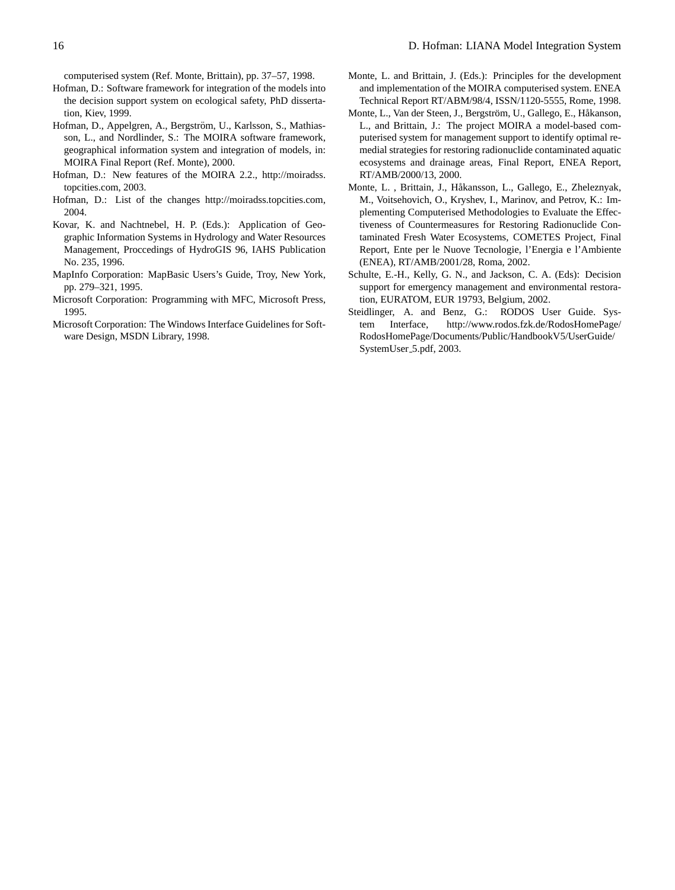computerised system (Ref. Monte, Brittain), pp. 37–57, 1998.

Hofman, D.: Software framework for integration of the models into the decision support system on ecological safety, PhD dissertation, Kiev, 1999.

Hofman, D., Appelgren, A., Bergström, U., Karlsson, S., Mathiasson, L., and Nordlinder, S.: The MOIRA software framework, geographical information system and integration of models, in: MOIRA Final Report (Ref. Monte), 2000.

Hofman, D.: New features of the MOIRA 2.2., http://moiradss.topcities.com, 2003.

Hofman, D.: List of the changes http://moiradss.topcities.com, 2004.

Kovar, K. and Nachtnebel, H. P. (Eds.): Application of Geographic Information Systems in Hydrology and Water Resources Management, Proccedings of HydroGIS 96, IAHS Publication No. 235, 1996.

MapInfo Corporation: MapBasic Users's Guide, Troy, New York, pp. 279–321, 1995.

Microsoft Corporation: Programming with MFC, Microsoft Press, 1995.

Microsoft Corporation: The Windows Interface Guidelines for Software Design, MSDN Library, 1998.

Monte, L. and Brittain, J. (Eds.): Principles for the development and implementation of the MOIRA computerised system. ENEA Technical Report RT/ABM/98/4, ISSN/1120-5555, Rome, 1998.

Monte, L., Van der Steen, J., Bergström, U., Gallego, E., Håkanson, L., and Brittain, J.: The project MOIRA a model-based computerised system for management support to identify optimal remedial strategies for restoring radionuclide contaminated aquatic ecosystems and drainage areas, Final Report, ENEA Report, RT/AMB/2000/13, 2000.

Monte, L. , Brittain, J., Håkansson, L., Gallego, E., Zheleznyak, M., Voitsehovich, O., Kryshev, I., Marinov, and Petrov, K.: Implementing Computerised Methodologies to Evaluate the Effectiveness of Countermeasures for Restoring Radionuclide Contaminated Fresh Water Ecosystems, COMETES Project, Final Report, Ente per le Nuove Tecnologie, l'Energia e l'Ambiente (ENEA), RT/AMB/2001/28, Roma, 2002.

Schulte, E.-H., Kelly, G. N., and Jackson, C. A. (Eds): Decision support for emergency management and environmental restoration, EURATOM, EUR 19793, Belgium, 2002.

Steidlinger, A. and Benz, G.: RODOS User Guide. System Interface, http://www.rodos.fzk.de/RodosHomePage/RodosHomePage/Documents/Public/HandbookV5/UserGuide/SystemUser_5.pdf, 2003.